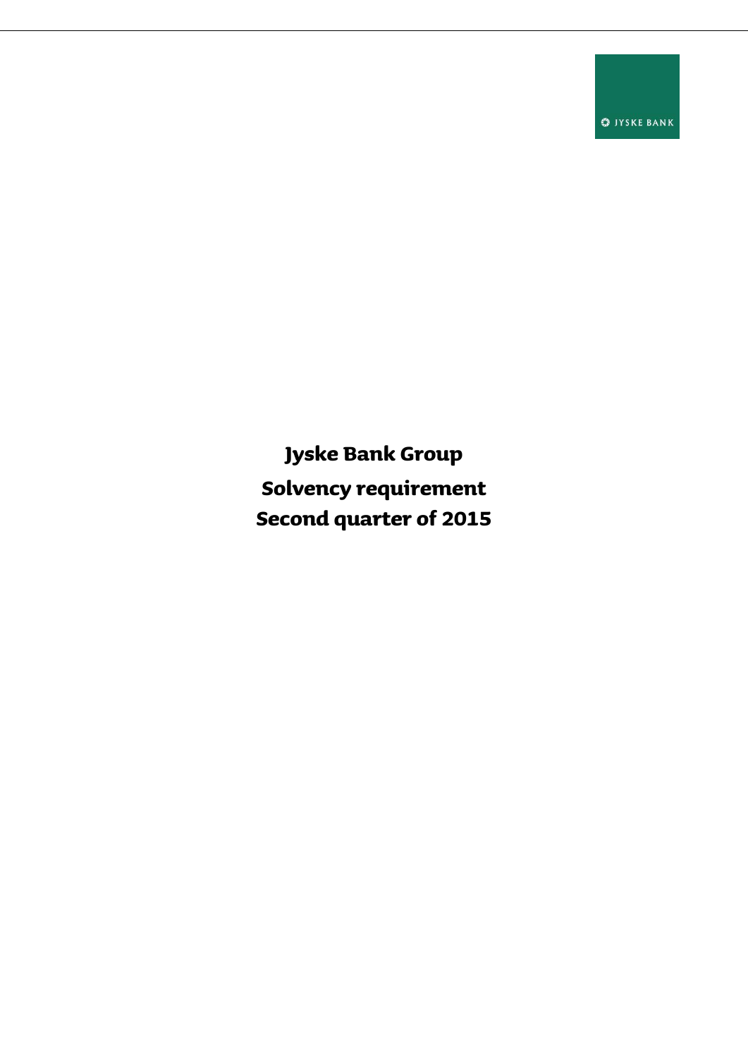JYSKE BANK

# Jyske Bank Group

# Solvency requirement

# Second quarter of 2015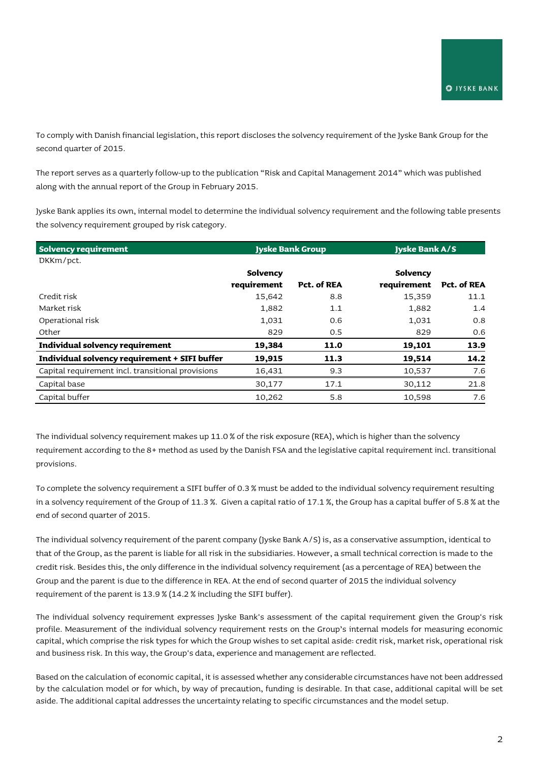To comply with Danish financial legislation, this report discloses the solvency requirement of the Jyske Bank Group for the second quarter of 2015.

The report serves as a quarterly follow-up to the publication "Risk and Capital Management 2014" which was published along with the annual report of the Group in February 2015.

Jyske Bank applies its own, internal model to determine the individual solvency requirement and the following table presents the solvency requirement grouped by risk category.

| **Solvency requirement** | **Jyske Bank Group** | | **Jyske Bank A/S** | |
|---|---|---|---|---|
| DKKm/pct. | **Solvency requirement** | **Pct. of REA** | **Solvency requirement** | **Pct. of REA** |
| Credit risk | 15,642 | 8.8 | 15,359 | 11.1 |
| Market risk | 1,882 | 1.1 | 1,882 | 1.4 |
| Operational risk | 1,031 | 0.6 | 1,031 | 0.8 |
| Other | 829 | 0.5 | 829 | 0.6 |
| **Individual solvency requirement** | **19,384** | **11.0** | **19,101** | **13.9** |
| **Individual solvency requirement + SIFI buffer** | **19,915** | **11.3** | **19,514** | **14.2** |
| Capital requirement incl. transitional provisions | 16,431 | 9.3 | 10,537 | 7.6 |
| Capital base | 30,177 | 17.1 | 30,112 | 21.8 |
| Capital buffer | 10,262 | 5.8 | 10,598 | 7.6 |

The individual solvency requirement makes up 11.0 % of the risk exposure (REA), which is higher than the solvency requirement according to the 8+ method as used by the Danish FSA and the legislative capital requirement incl. transitional provisions.

To complete the solvency requirement a SIFI buffer of 0.3 % must be added to the individual solvency requirement resulting in a solvency requirement of the Group of 11.3 %. Given a capital ratio of 17.1 %, the Group has a capital buffer of 5.8 % at the end of second quarter of 2015.

The individual solvency requirement of the parent company (Jyske Bank A/S) is, as a conservative assumption, identical to that of the Group, as the parent is liable for all risk in the subsidiaries. However, a small technical correction is made to the credit risk. Besides this, the only difference in the individual solvency requirement (as a percentage of REA) between the Group and the parent is due to the difference in REA. At the end of second quarter of 2015 the individual solvency requirement of the parent is 13.9 % (14.2 % including the SIFI buffer).

The individual solvency requirement expresses Jyske Bank's assessment of the capital requirement given the Group's risk profile. Measurement of the individual solvency requirement rests on the Group's internal models for measuring economic capital, which comprise the risk types for which the Group wishes to set capital aside: credit risk, market risk, operational risk and business risk. In this way, the Group's data, experience and management are reflected.

Based on the calculation of economic capital, it is assessed whether any considerable circumstances have not been addressed by the calculation model or for which, by way of precaution, funding is desirable. In that case, additional capital will be set aside. The additional capital addresses the uncertainty relating to specific circumstances and the model setup.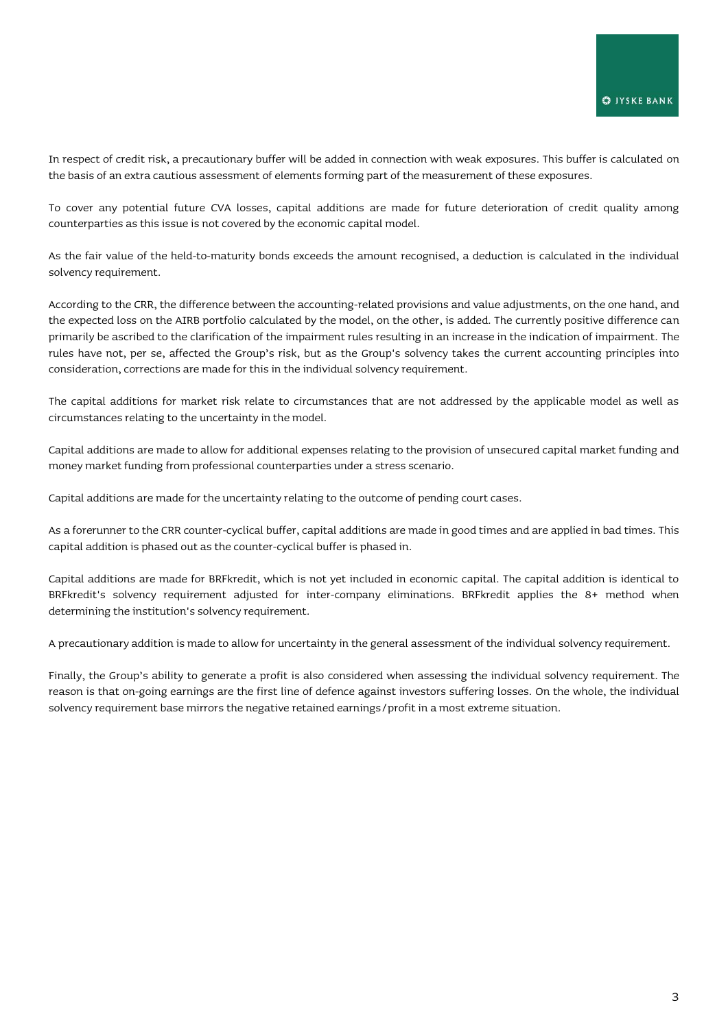In respect of credit risk, a precautionary buffer will be added in connection with weak exposures. This buffer is calculated on the basis of an extra cautious assessment of elements forming part of the measurement of these exposures.

To cover any potential future CVA losses, capital additions are made for future deterioration of credit quality among counterparties as this issue is not covered by the economic capital model.

As the fair value of the held-to-maturity bonds exceeds the amount recognised, a deduction is calculated in the individual solvency requirement.

According to the CRR, the difference between the accounting-related provisions and value adjustments, on the one hand, and the expected loss on the AIRB portfolio calculated by the model, on the other, is added. The currently positive difference can primarily be ascribed to the clarification of the impairment rules resulting in an increase in the indication of impairment. The rules have not, per se, affected the Group's risk, but as the Group's solvency takes the current accounting principles into consideration, corrections are made for this in the individual solvency requirement.

The capital additions for market risk relate to circumstances that are not addressed by the applicable model as well as circumstances relating to the uncertainty in the model.

Capital additions are made to allow for additional expenses relating to the provision of unsecured capital market funding and money market funding from professional counterparties under a stress scenario.

Capital additions are made for the uncertainty relating to the outcome of pending court cases.

As a forerunner to the CRR counter-cyclical buffer, capital additions are made in good times and are applied in bad times. This capital addition is phased out as the counter-cyclical buffer is phased in.

Capital additions are made for BRFkredit, which is not yet included in economic capital. The capital addition is identical to BRFkredit's solvency requirement adjusted for inter-company eliminations. BRFkredit applies the 8+ method when determining the institution's solvency requirement.

A precautionary addition is made to allow for uncertainty in the general assessment of the individual solvency requirement.

Finally, the Group's ability to generate a profit is also considered when assessing the individual solvency requirement. The reason is that on-going earnings are the first line of defence against investors suffering losses. On the whole, the individual solvency requirement base mirrors the negative retained earnings/profit in a most extreme situation.